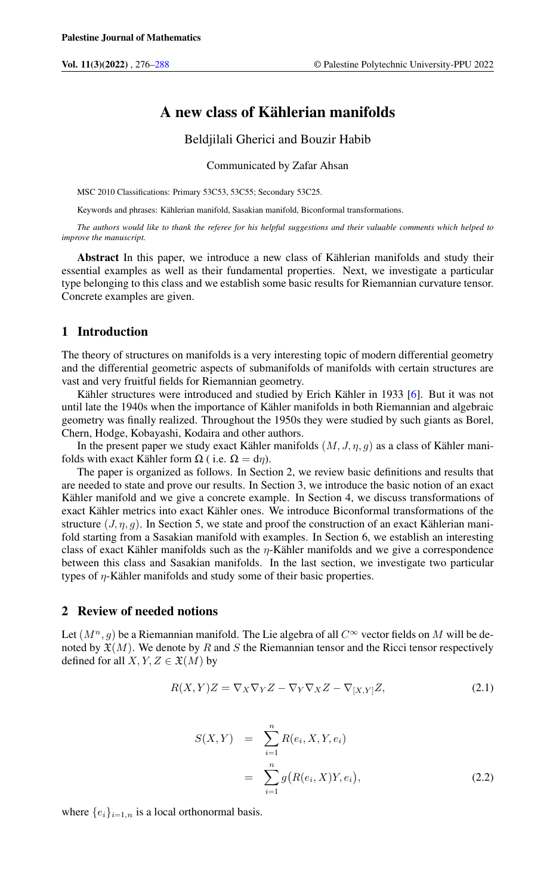# A new class of Kählerian manifolds

Beldjilali Gherici and Bouzir Habib

Communicated by Zafar Ahsan

MSC 2010 Classifications: Primary 53C53, 53C55; Secondary 53C25.

Keywords and phrases: Kählerian manifold, Sasakian manifold, Biconformal transformations.

*The authors would like to thank the referee for his helpful suggestions and their valuable comments which helped to improve the manuscript.*

**Abstract** In this paper, we introduce a new class of Kählerian manifolds and study their essential examples as well as their fundamental properties. Next, we investigate a particular type belonging to this class and we establish some basic results for Riemannian curvature tensor. Concrete examples are given.

## 1 Introduction

The theory of structures on manifolds is a very interesting topic of modern differential geometry and the differential geometric aspects of submanifolds of manifolds with certain structures are vast and very fruitful fields for Riemannian geometry.

Kähler structures were introduced and studied by Erich Kähler in 1933 [6]. But it was not until late the 1940s when the importance of Kähler manifolds in both Riemannian and algebraic geometry was finally realized. Throughout the 1950s they were studied by such giants as Borel, Chern, Hodge, Kobayashi, Kodaira and other authors.

In the present paper we study exact Kähler manifolds $(M, J, \eta, g)$ as a class of Kähler manifolds with exact Kähler form $\Omega$ ( i.e. $\Omega = \mathrm{d}\eta$).

The paper is organized as follows. In Section 2, we review basic definitions and results that are needed to state and prove our results. In Section 3, we introduce the basic notion of an exact Kähler manifold and we give a concrete example. In Section 4, we discuss transformations of exact Kähler metrics into exact Kähler ones. We introduce Biconformal transformations of the structure $(J, \eta, g)$. In Section 5, we state and proof the construction of an exact Kählerian manifold starting from a Sasakian manifold with examples. In Section 6, we establish an interesting class of exact Kähler manifolds such as the $\eta$-Kähler manifolds and we give a correspondence between this class and Sasakian manifolds. In the last section, we investigate two particular types of $\eta$-Kähler manifolds and study some of their basic properties.

## 2 Review of needed notions

Let $(M^n, g)$ be a Riemannian manifold. The Lie algebra of all $C^\infty$ vector fields on $M$ will be denoted by $\mathfrak{X}(M)$. We denote by $R$ and $S$ the Riemannian tensor and the Ricci tensor respectively defined for all $X, Y, Z \in \mathfrak{X}(M)$ by

$$R(X,Y)Z = \nabla_X \nabla_Y Z - \nabla_Y \nabla_X Z - \nabla_{[X,Y]} Z, \tag{2.1}$$

$$\begin{aligned} S(X,Y) &= \sum_{i=1}^{n} R(e_i, X, Y, e_i) \\ &= \sum_{i=1}^{n} g\big(R(e_i, X)Y, e_i\big), \end{aligned} \tag{2.2}$$

where $\{e_i\}_{i=1,n}$ is a local orthonormal basis.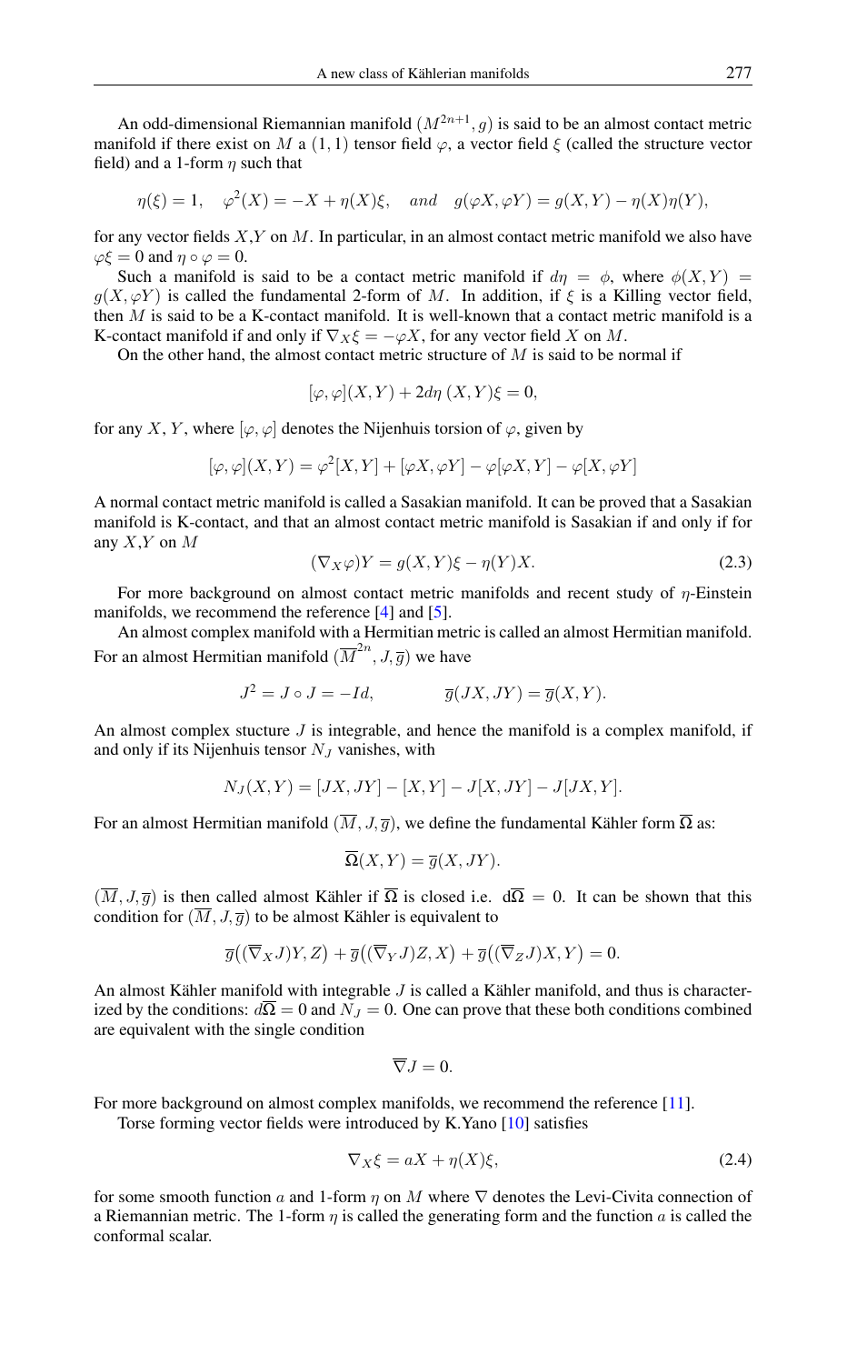An odd-dimensional Riemannian manifold $(M^{2n+1}, g)$ is said to be an almost contact metric manifold if there exist on $M$ a $(1,1)$ tensor field $\varphi$, a vector field $\xi$ (called the structure vector field) and a 1-form $\eta$ such that

$$\eta(\xi) = 1, \quad \varphi^2(X) = -X + \eta(X)\xi, \quad and \quad g(\varphi X, \varphi Y) = g(X,Y) - \eta(X)\eta(Y),$$

for any vector fields $X$,$Y$ on $M$. In particular, in an almost contact metric manifold we also have $\varphi\xi = 0$ and $\eta \circ \varphi = 0$.

Such a manifold is said to be a contact metric manifold if $d\eta = \phi$, where $\phi(X,Y) = g(X, \varphi Y)$ is called the fundamental 2-form of $M$. In addition, if $\xi$ is a Killing vector field, then $M$ is said to be a K-contact manifold. It is well-known that a contact metric manifold is a K-contact manifold if and only if $\nabla_X \xi = -\varphi X$, for any vector field $X$ on $M$.

On the other hand, the almost contact metric structure of $M$ is said to be normal if

$$[\varphi, \varphi](X,Y) + 2d\eta\,(X,Y)\xi = 0,$$

for any $X$, $Y$, where $[\varphi, \varphi]$ denotes the Nijenhuis torsion of $\varphi$, given by

$$[\varphi, \varphi](X,Y) = \varphi^2[X,Y] + [\varphi X, \varphi Y] - \varphi[\varphi X, Y] - \varphi[X, \varphi Y]$$

A normal contact metric manifold is called a Sasakian manifold. It can be proved that a Sasakian manifold is K-contact, and that an almost contact metric manifold is Sasakian if and only if for any $X$,$Y$ on $M$

$$(\nabla_X \varphi)Y = g(X,Y)\xi - \eta(Y)X. \tag{2.3}$$

For more background on almost contact metric manifolds and recent study of $\eta$-Einstein manifolds, we recommend the reference [4] and [5].

An almost complex manifold with a Hermitian metric is called an almost Hermitian manifold. For an almost Hermitian manifold $(\overline{M}^{2n}, J, \overline{g})$ we have

$$J^2 = J \circ J = -Id, \qquad \overline{g}(JX, JY) = \overline{g}(X,Y).$$

An almost complex stucture $J$ is integrable, and hence the manifold is a complex manifold, if and only if its Nijenhuis tensor $N_J$ vanishes, with

$$N_J(X,Y) = [JX, JY] - [X,Y] - J[X, JY] - J[JX, Y].$$

For an almost Hermitian manifold $(\overline{M}, J, \overline{g})$, we define the fundamental Kähler form $\overline{\Omega}$ as:

$$\overline{\Omega}(X,Y) = \overline{g}(X, JY).$$

$(\overline{M}, J, \overline{g})$ is then called almost Kähler if $\overline{\Omega}$ is closed i.e. $\mathrm{d}\overline{\Omega} = 0$. It can be shown that this condition for $(\overline{M}, J, \overline{g})$ to be almost Kähler is equivalent to

$$\overline{g}\big((\overline{\nabla}_X J)Y, Z\big) + \overline{g}\big((\overline{\nabla}_Y J)Z, X\big) + \overline{g}\big((\overline{\nabla}_Z J)X, Y\big) = 0.$$

An almost Kähler manifold with integrable $J$ is called a Kähler manifold, and thus is characterized by the conditions: $d\overline{\Omega} = 0$ and $N_J = 0$. One can prove that these both conditions combined are equivalent with the single condition

$$\overline{\nabla} J = 0.$$

For more background on almost complex manifolds, we recommend the reference [11].

Torse forming vector fields were introduced by K.Yano [10] satisfies

$$\nabla_X \xi = aX + \eta(X)\xi, \tag{2.4}$$

for some smooth function $a$ and 1-form $\eta$ on $M$ where $\nabla$ denotes the Levi-Civita connection of a Riemannian metric. The 1-form $\eta$ is called the generating form and the function $a$ is called the conformal scalar.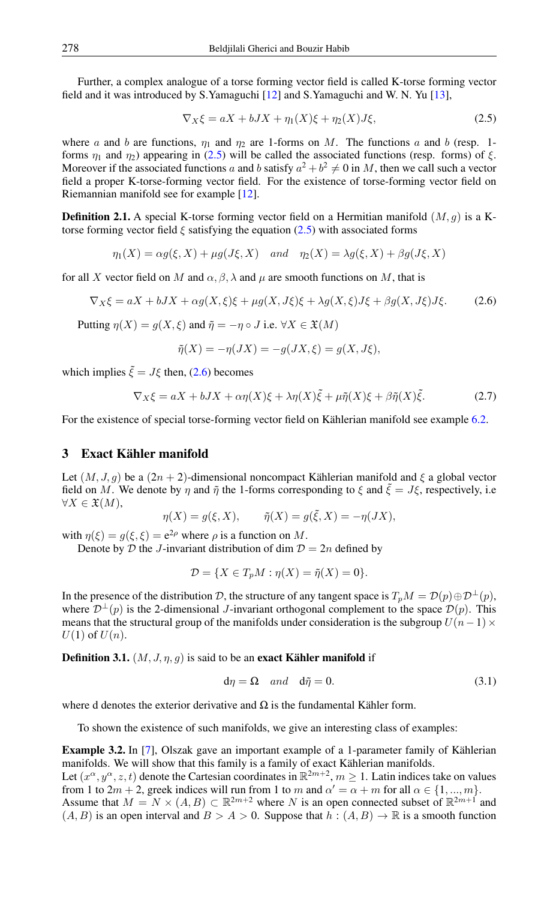Further, a complex analogue of a torse forming vector field is called K-torse forming vector field and it was introduced by S.Yamaguchi [12] and S.Yamaguchi and W. N. Yu [13],

$$\nabla_X \xi = aX + bJX + \eta_1(X)\xi + \eta_2(X)J\xi, \tag{2.5}$$

where $a$ and $b$ are functions, $\eta_1$ and $\eta_2$ are 1-forms on $M$. The functions $a$ and $b$ (resp. 1-forms $\eta_1$ and $\eta_2$) appearing in (2.5) will be called the associated functions (resp. forms) of $\xi$. Moreover if the associated functions $a$ and $b$ satisfy $a^2 + b^2 \neq 0$ in $M$, then we call such a vector field a proper K-torse-forming vector field. For the existence of torse-forming vector field on Riemannian manifold see for example [12].

**Definition 2.1.** A special K-torse forming vector field on a Hermitian manifold $(M, g)$ is a K-torse forming vector field $\xi$ satisfying the equation (2.5) with associated forms

$$\eta_1(X) = \alpha g(\xi, X) + \mu g(J\xi, X) \quad and \quad \eta_2(X) = \lambda g(\xi, X) + \beta g(J\xi, X)$$

for all $X$ vector field on $M$ and $\alpha, \beta, \lambda$ and $\mu$ are smooth functions on $M$, that is

$$\nabla_X \xi = aX + bJX + \alpha g(X,\xi)\xi + \mu g(X, J\xi)\xi + \lambda g(X,\xi)J\xi + \beta g(X, J\xi)J\xi. \tag{2.6}$$

Putting $\eta(X) = g(X, \xi)$ and $\tilde{\eta} = -\eta \circ J$ i.e. $\forall X \in \mathfrak{X}(M)$

$$\tilde{\eta}(X) = -\eta(JX) = -g(JX, \xi) = g(X, J\xi),$$

which implies $\tilde{\xi} = J\xi$ then, (2.6) becomes

$$\nabla_X \xi = aX + bJX + \alpha\eta(X)\xi + \lambda\eta(X)\tilde{\xi} + \mu\tilde{\eta}(X)\xi + \beta\tilde{\eta}(X)\tilde{\xi}. \tag{2.7}$$

For the existence of special torse-forming vector field on Kählerian manifold see example 6.2.

## 3 Exact Kähler manifold

Let $(M, J, g)$ be a $(2n+2)$-dimensional noncompact Kählerian manifold and $\xi$ a global vector field on $M$. We denote by $\eta$ and $\tilde{\eta}$ the 1-forms corresponding to $\xi$ and $\tilde{\xi} = J\xi$, respectively, i.e $\forall X \in \mathfrak{X}(M)$,

$$\eta(X) = g(\xi, X), \qquad \tilde{\eta}(X) = g(\tilde{\xi}, X) = -\eta(JX),$$

with $\eta(\xi) = g(\xi, \xi) = e^{2\rho}$ where $\rho$ is a function on $M$.

Denote by $\mathcal{D}$ the $J$-invariant distribution of dim $\mathcal{D} = 2n$ defined by

$$\mathcal{D} = \{X \in T_pM : \eta(X) = \tilde{\eta}(X) = 0\}.$$

In the presence of the distribution $\mathcal{D}$, the structure of any tangent space is $T_pM = \mathcal{D}(p) \oplus \mathcal{D}^\perp(p)$, where $\mathcal{D}^\perp(p)$ is the 2-dimensional $J$-invariant orthogonal complement to the space $\mathcal{D}(p)$. This means that the structural group of the manifolds under consideration is the subgroup $U(n-1) \times U(1)$ of $U(n)$.

**Definition 3.1.** $(M, J, \eta, g)$ is said to be an **exact Kähler manifold** if

$$\mathrm{d}\eta = \Omega \quad and \quad \mathrm{d}\tilde{\eta} = 0. \tag{3.1}$$

where d denotes the exterior derivative and $\Omega$ is the fundamental Kähler form.

To shown the existence of such manifolds, we give an interesting class of examples:

**Example 3.2.** In [7], Olszak gave an important example of a 1-parameter family of Kählerian manifolds. We will show that this family is a family of exact Kählerian manifolds.
Let $(x^\alpha, y^\alpha, z, t)$ denote the Cartesian coordinates in $\mathbb{R}^{2m+2}$, $m \geq 1$. Latin indices take on values from 1 to $2m+2$, greek indices will run from 1 to $m$ and $\alpha' = \alpha + m$ for all $\alpha \in \{1, ..., m\}$.
Assume that $M = N \times (A, B) \subset \mathbb{R}^{2m+2}$ where $N$ is an open connected subset of $\mathbb{R}^{2m+1}$ and $(A, B)$ is an open interval and $B > A > 0$. Suppose that $h : (A, B) \to \mathbb{R}$ is a smooth function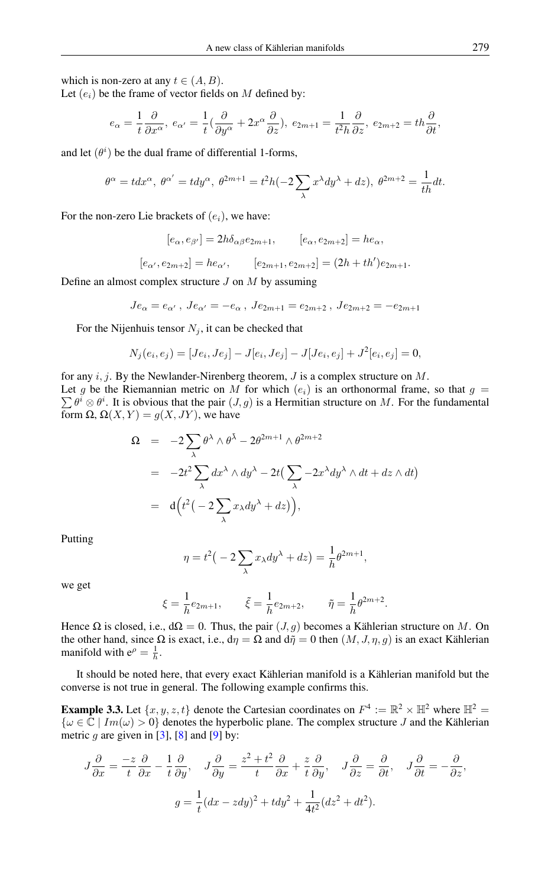which is non-zero at any $t \in (A, B)$.
Let $(e_i)$ be the frame of vector fields on $M$ defined by:

$$e_\alpha = \frac{1}{t}\frac{\partial}{\partial x^\alpha},\ e_{\alpha'} = \frac{1}{t}(\frac{\partial}{\partial y^\alpha} + 2x^\alpha \frac{\partial}{\partial z}),\ e_{2m+1} = \frac{1}{t^2 h}\frac{\partial}{\partial z},\ e_{2m+2} = th\frac{\partial}{\partial t},$$

and let $(\theta^i)$ be the dual frame of differential 1-forms,

$$\theta^\alpha = tdx^\alpha,\ \theta^{\alpha'} = tdy^\alpha,\ \theta^{2m+1} = t^2 h(-2\sum_\lambda x^\lambda dy^\lambda + dz),\ \theta^{2m+2} = \frac{1}{th}dt.$$

For the non-zero Lie brackets of $(e_i)$, we have:

$$[e_\alpha, e_{\beta'}] = 2h\delta_{\alpha\beta} e_{2m+1}, \qquad [e_\alpha, e_{2m+2}] = he_\alpha,$$

$$[e_{\alpha'}, e_{2m+2}] = he_{\alpha'}, \qquad [e_{2m+1}, e_{2m+2}] = (2h + th')e_{2m+1}.$$

Define an almost complex structure $J$ on $M$ by assuming

$$Je_\alpha = e_{\alpha'}\ ,\ Je_{\alpha'} = -e_\alpha\ ,\ Je_{2m+1} = e_{2m+2}\ ,\ Je_{2m+2} = -e_{2m+1}$$

For the Nijenhuis tensor $N_j$, it can be checked that

$$N_j(e_i, e_j) = [Je_i, Je_j] - J[e_i, Je_j] - J[Je_i, e_j] + J^2[e_i, e_j] = 0,$$

for any $i, j$. By the Newlander-Nirenberg theorem, $J$ is a complex structure on $M$.
Let $g$ be the Riemannian metric on $M$ for which $(e_i)$ is an orthonormal frame, so that $g = \sum \theta^i \otimes \theta^i$. It is obvious that the pair $(J, g)$ is a Hermitian structure on $M$. For the fundamental form $\Omega$, $\Omega(X, Y) = g(X, JY)$, we have

$$\begin{aligned}
\Omega &= -2\sum_\lambda \theta^\lambda \wedge \theta^{\bar\lambda} - 2\theta^{2m+1} \wedge \theta^{2m+2} \\
&= -2t^2 \sum_\lambda dx^\lambda \wedge dy^\lambda - 2t\big(\sum_\lambda -2x^\lambda dy^\lambda \wedge dt + dz \wedge dt\big) \\
&= \mathrm{d}\Big(t^2\big(-2\sum_\lambda x_\lambda dy^\lambda + dz\big)\Big),
\end{aligned}$$

Putting

$$\eta = t^2\big(-2\sum_\lambda x_\lambda dy^\lambda + dz\big) = \frac{1}{h}\theta^{2m+1},$$

we get

$$\xi = \frac{1}{h}e_{2m+1}, \qquad \tilde\xi = \frac{1}{h}e_{2m+2}, \qquad \tilde\eta = \frac{1}{h}\theta^{2m+2}.$$

Hence $\Omega$ is closed, i.e., $\mathrm{d}\Omega = 0$. Thus, the pair $(J, g)$ becomes a Kählerian structure on $M$. On the other hand, since $\Omega$ is exact, i.e., $\mathrm{d}\eta = \Omega$ and $\mathrm{d}\tilde\eta = 0$ then $(M, J, \eta, g)$ is an exact Kählerian manifold with $\mathrm{e}^\rho = \frac{1}{h}$.

It should be noted here, that every exact Kählerian manifold is a Kählerian manifold but the converse is not true in general. The following example confirms this.

**Example 3.3.** Let $\{x, y, z, t\}$ denote the Cartesian coordinates on $F^4 := \mathbb{R}^2 \times \mathbb{H}^2$ where $\mathbb{H}^2 = \{\omega \in \mathbb{C} \mid Im(\omega) > 0\}$ denotes the hyperbolic plane. The complex structure $J$ and the Kählerian metric $g$ are given in [3], [8] and [9] by:

$$J\frac{\partial}{\partial x} = \frac{-z}{t}\frac{\partial}{\partial x} - \frac{1}{t}\frac{\partial}{\partial y}, \quad J\frac{\partial}{\partial y} = \frac{z^2 + t^2}{t}\frac{\partial}{\partial x} + \frac{z}{t}\frac{\partial}{\partial y}, \quad J\frac{\partial}{\partial z} = \frac{\partial}{\partial t}, \quad J\frac{\partial}{\partial t} = -\frac{\partial}{\partial z},$$

$$g = \frac{1}{t}(dx - zdy)^2 + tdy^2 + \frac{1}{4t^2}(dz^2 + dt^2).$$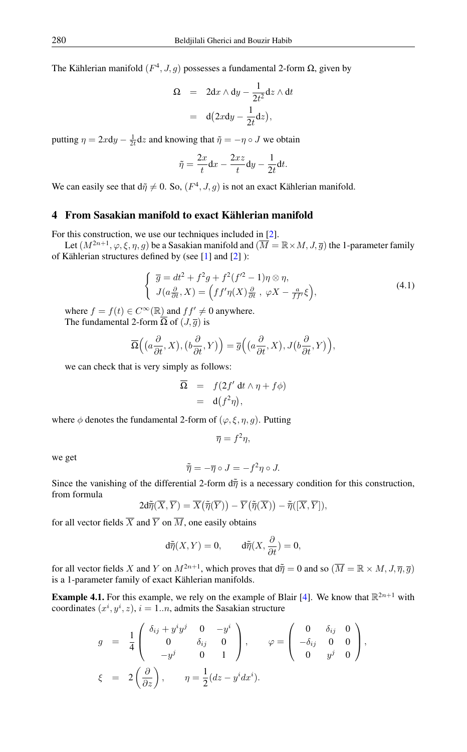The Kählerian manifold $(F^4, J, g)$ possesses a fundamental 2-form $\Omega$, given by

$$\begin{aligned}\Omega &= 2\mathrm{d}x \wedge \mathrm{d}y - \frac{1}{2t^2}\mathrm{d}z \wedge \mathrm{d}t \\ &= \mathrm{d}\big(2x\mathrm{d}y - \frac{1}{2t}\mathrm{d}z\big),\end{aligned}$$

putting $\eta = 2x\mathrm{d}y - \frac{1}{2t}\mathrm{d}z$ and knowing that $\tilde{\eta} = -\eta \circ J$ we obtain

$$\tilde{\eta} = \frac{2x}{t}\mathrm{d}x - \frac{2xz}{t}\mathrm{d}y - \frac{1}{2t}\mathrm{d}t.$$

We can easily see that $\mathrm{d}\tilde{\eta} \neq 0$. So, $(F^4, J, g)$ is not an exact Kählerian manifold.

## 4 From Sasakian manifold to exact Kählerian manifold

For this construction, we use our techniques included in [2].

Let $(M^{2n+1}, \varphi, \xi, \eta, g)$ be a Sasakian manifold and $(\overline{M} = \mathbb{R}\times M, J, \overline{g})$ the 1-parameter family of Kählerian structures defined by (see [1] and [2] ):

$$\left\{ \begin{array}{l} \overline{g} = dt^2 + f^2 g + f^2(f'^2 - 1)\eta \otimes \eta, \\ J(a\frac{\partial}{\partial t}, X) = \Big(ff'\eta(X)\frac{\partial}{\partial t}\ ,\ \varphi X - \frac{a}{ff'}\xi\Big), \end{array} \right. \tag{4.1}$$

where $f = f(t) \in C^\infty(\mathbb{R})$ and $ff' \neq 0$ anywhere.

The fundamental 2-form $\overline{\Omega}$ of $(J, \overline{g})$ is

$$\overline{\Omega}\Big(\big(a\frac{\partial}{\partial t}, X\big), \big(b\frac{\partial}{\partial t}, Y\big)\Big) = \overline{g}\Big(\big(a\frac{\partial}{\partial t}, X\big), J\big(b\frac{\partial}{\partial t}, Y\big)\Big),$$

we can check that is very simply as follows:

$$\begin{aligned}\overline{\Omega} &= f(2f'\ \mathrm{d}t \wedge \eta + f\phi) \\ &= \mathrm{d}\big(f^2\eta\big),\end{aligned}$$

where $\phi$ denotes the fundamental 2-form of $(\varphi, \xi, \eta, g)$. Putting

$$\overline{\eta} = f^2\eta,$$

we get

$$\tilde{\overline{\eta}} = -\overline{\eta} \circ J = -f^2\eta \circ J.$$

Since the vanishing of the differential 2-form $\mathrm{d}\tilde{\overline{\eta}}$ is a necessary condition for this construction, from formula

$$2\mathrm{d}\tilde{\overline{\eta}}(\overline{X}, \overline{Y}) = \overline{X}\big(\tilde{\overline{\eta}}(\overline{Y})\big) - \overline{Y}\big(\tilde{\overline{\eta}}(\overline{X})\big) - \tilde{\overline{\eta}}([\overline{X}, \overline{Y}]),$$

for all vector fields $\overline{X}$ and $\overline{Y}$ on $\overline{M}$, one easily obtains

$$\mathrm{d}\tilde{\overline{\eta}}(X, Y) = 0, \qquad \mathrm{d}\tilde{\overline{\eta}}(X, \frac{\partial}{\partial t}) = 0,$$

for all vector fields $X$ and $Y$ on $M^{2n+1}$, which proves that $\mathrm{d}\tilde{\overline{\eta}} = 0$ and so $(\overline{M} = \mathbb{R} \times M, J, \overline{\eta}, \overline{g})$ is a 1-parameter family of exact Kählerian manifolds.

**Example 4.1.** For this example, we rely on the example of Blair [4]. We know that $\mathbb{R}^{2n+1}$ with coordinates $(x^i, y^i, z)$, $i = 1..n$, admits the Sasakian structure

$$\begin{aligned} g &= \frac{1}{4}\begin{pmatrix} \delta_{ij} + y^i y^j & 0 & -y^i \\ 0 & \delta_{ij} & 0 \\ -y^j & 0 & 1 \end{pmatrix}, \qquad \varphi = \begin{pmatrix} 0 & \delta_{ij} & 0 \\ -\delta_{ij} & 0 & 0 \\ 0 & y^j & 0 \end{pmatrix}, \\ \xi &= 2\left(\frac{\partial}{\partial z}\right), \qquad \eta = \frac{1}{2}(dz - y^i dx^i). \end{aligned}$$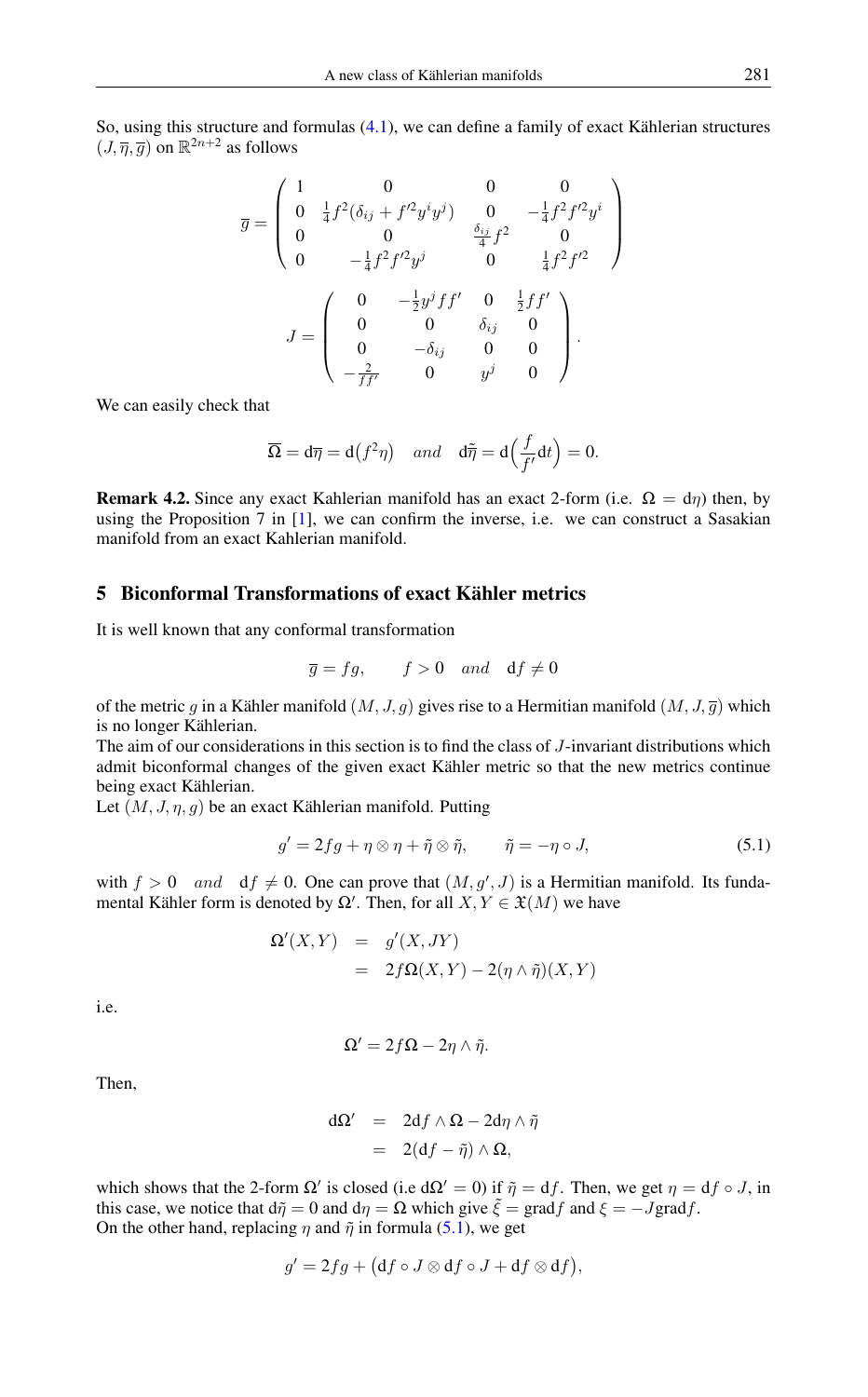So, using this structure and formulas (4.1), we can define a family of exact Kählerian structures $(J, \overline{\eta}, \overline{g})$ on $\mathbb{R}^{2n+2}$ as follows

$$
\overline{g} = \begin{pmatrix} 1 & 0 & 0 & 0 \\ 0 & \frac{1}{4}f^2(\delta_{ij} + f'^2 y^i y^j) & 0 & -\frac{1}{4}f^2 f'^2 y^i \\ 0 & 0 & \frac{\delta_{ij}}{4}f^2 & 0 \\ 0 & -\frac{1}{4}f^2 f'^2 y^j & 0 & \frac{1}{4}f^2 f'^2 \end{pmatrix}
$$

$$
J = \begin{pmatrix} 0 & -\frac{1}{2}y^j f f' & 0 & \frac{1}{2}f f' \\ 0 & 0 & \delta_{ij} & 0 \\ 0 & -\delta_{ij} & 0 & 0 \\ -\frac{2}{f f'} & 0 & y^j & 0 \end{pmatrix}.
$$

We can easily check that

$$
\overline{\Omega} = \mathrm{d}\overline{\eta} = \mathrm{d}\big(f^2\eta\big) \quad and \quad \mathrm{d}\tilde{\overline{\eta}} = \mathrm{d}\Big(\frac{f}{f'}\mathrm{d}t\Big) = 0.
$$

**Remark 4.2.** Since any exact Kahlerian manifold has an exact 2-form (i.e. $\Omega = \mathrm{d}\eta$) then, by using the Proposition 7 in [1], we can confirm the inverse, i.e. we can construct a Sasakian manifold from an exact Kahlerian manifold.

## 5 Biconformal Transformations of exact Kähler metrics

It is well known that any conformal transformation

$$
\overline{g} = fg, \qquad f > 0 \quad and \quad \mathrm{d}f \neq 0
$$

of the metric $g$ in a Kähler manifold $(M, J, g)$ gives rise to a Hermitian manifold $(M, J, \overline{g})$ which is no longer Kählerian.

The aim of our considerations in this section is to find the class of $J$-invariant distributions which admit biconformal changes of the given exact Kähler metric so that the new metrics continue being exact Kählerian.

Let $(M, J, \eta, g)$ be an exact Kählerian manifold. Putting

$$
g' = 2fg + \eta \otimes \eta + \tilde{\eta} \otimes \tilde{\eta}, \qquad \tilde{\eta} = -\eta \circ J, \tag{5.1}
$$

with $f > 0 \quad and \quad \mathrm{d}f \neq 0$. One can prove that $(M, g', J)$ is a Hermitian manifold. Its fundamental Kähler form is denoted by $\Omega'$. Then, for all $X, Y \in \mathfrak{X}(M)$ we have

$$
\begin{aligned}
\Omega'(X,Y) &= g'(X, JY) \\
&= 2f\Omega(X,Y) - 2(\eta \wedge \tilde{\eta})(X,Y)
\end{aligned}
$$

i.e.

$$
\Omega' = 2f\Omega - 2\eta \wedge \tilde{\eta}.
$$

Then,

$$
\begin{aligned}
\mathrm{d}\Omega' &= 2\mathrm{d}f \wedge \Omega - 2\mathrm{d}\eta \wedge \tilde{\eta} \\
&= 2(\mathrm{d}f - \tilde{\eta}) \wedge \Omega,
\end{aligned}
$$

which shows that the 2-form $\Omega'$ is closed (i.e $\mathrm{d}\Omega' = 0$) if $\tilde{\eta} = \mathrm{d}f$. Then, we get $\eta = \mathrm{d}f \circ J$, in this case, we notice that $\mathrm{d}\tilde{\eta} = 0$ and $\mathrm{d}\eta = \Omega$ which give $\tilde{\xi} = \mathrm{grad} f$ and $\xi = -J\mathrm{grad} f$.

On the other hand, replacing $\eta$ and $\tilde{\eta}$ in formula (5.1), we get

$$
g' = 2fg + \big(\mathrm{d}f \circ J \otimes \mathrm{d}f \circ J + \mathrm{d}f \otimes \mathrm{d}f\big),
$$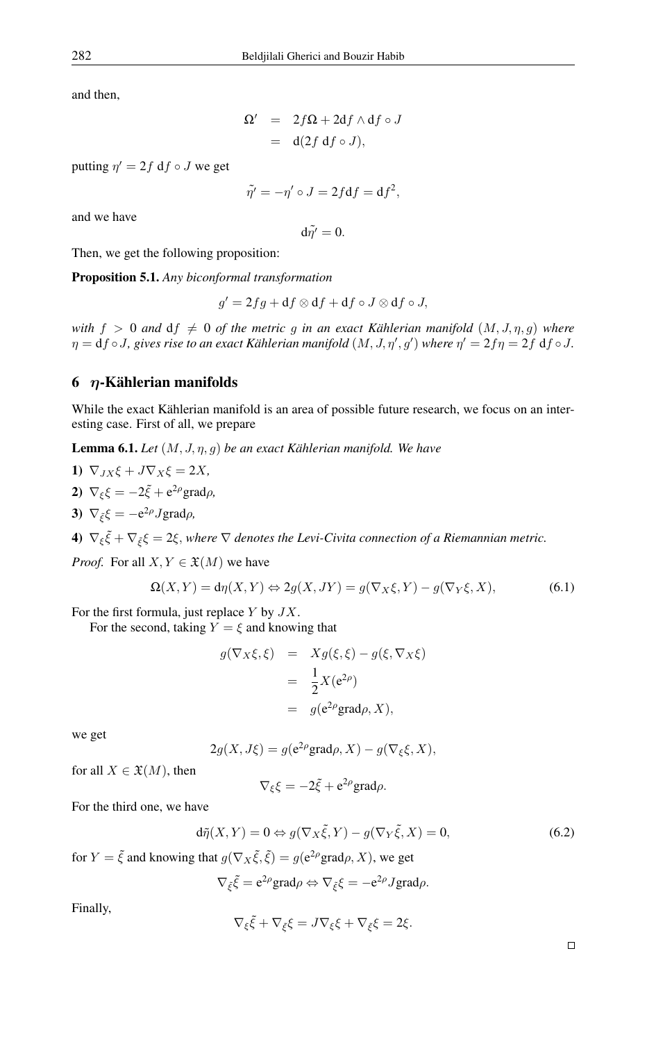and then,

$$\begin{aligned}
\Omega' &= 2f\Omega + 2\mathrm{d}f \wedge \mathrm{d}f \circ J \\
&= \mathrm{d}(2f\ \mathrm{d}f \circ J),
\end{aligned}$$

putting $\eta' = 2f\ \mathrm{d}f \circ J$ we get

$$\tilde{\eta'} = -\eta' \circ J = 2f\mathrm{d}f = \mathrm{d}f^2,$$

and we have

$$\mathrm{d}\tilde{\eta'} = 0.$$

Then, we get the following proposition:

**Proposition 5.1.** *Any biconformal transformation*

$$g' = 2fg + \mathrm{d}f \otimes \mathrm{d}f + \mathrm{d}f \circ J \otimes \mathrm{d}f \circ J,$$

*with $f > 0$ and $\mathrm{d}f \neq 0$ of the metric $g$ in an exact Kählerian manifold $(M, J, \eta, g)$ where $\eta = \mathrm{d}f \circ J$, gives rise to an exact Kählerian manifold $(M, J, \eta', g')$ where $\eta' = 2f\eta = 2f\ \mathrm{d}f \circ J$.*

## 6 $\eta$-Kählerian manifolds

While the exact Kählerian manifold is an area of possible future research, we focus on an interesting case. First of all, we prepare

**Lemma 6.1.** *Let $(M, J, \eta, g)$ be an exact Kählerian manifold. We have*

**1)** $\nabla_{JX}\xi + J\nabla_X\xi = 2X$,

**2)** $\nabla_\xi\xi = -2\tilde{\xi} + \mathrm{e}^{2\rho}\mathrm{grad}\rho$,

**3)** $\nabla_{\tilde{\xi}}\xi = -\mathrm{e}^{2\rho}J\mathrm{grad}\rho$,

**4)** $\nabla_\xi\tilde{\xi} + \nabla_{\tilde{\xi}}\xi = 2\xi$, *where $\nabla$ denotes the Levi-Civita connection of a Riemannian metric.*

*Proof.* For all $X, Y \in \mathfrak{X}(M)$ we have

$$\Omega(X,Y) = \mathrm{d}\eta(X,Y) \Leftrightarrow 2g(X, JY) = g(\nabla_X\xi, Y) - g(\nabla_Y\xi, X), \tag{6.1}$$

For the first formula, just replace $Y$ by $JX$.

For the second, taking $Y = \xi$ and knowing that

$$\begin{aligned}
g(\nabla_X\xi, \xi) &= Xg(\xi,\xi) - g(\xi, \nabla_X\xi) \\
&= \frac{1}{2}X(\mathrm{e}^{2\rho}) \\
&= g(\mathrm{e}^{2\rho}\mathrm{grad}\rho, X),
\end{aligned}$$

we get

$$2g(X, J\xi) = g(\mathrm{e}^{2\rho}\mathrm{grad}\rho, X) - g(\nabla_\xi\xi, X),$$

for all $X \in \mathfrak{X}(M)$, then

$$\nabla_\xi\xi = -2\tilde{\xi} + \mathrm{e}^{2\rho}\mathrm{grad}\rho.$$

For the third one, we have

$$\mathrm{d}\tilde{\eta}(X,Y) = 0 \Leftrightarrow g(\nabla_X\tilde{\xi}, Y) - g(\nabla_Y\tilde{\xi}, X) = 0, \tag{6.2}$$

for $Y = \tilde{\xi}$ and knowing that $g(\nabla_X\tilde{\xi}, \tilde{\xi}) = g(\mathrm{e}^{2\rho}\mathrm{grad}\rho, X)$, we get

$$\nabla_{\tilde{\xi}}\tilde{\xi} = \mathrm{e}^{2\rho}\mathrm{grad}\rho \Leftrightarrow \nabla_{\tilde{\xi}}\xi = -\mathrm{e}^{2\rho}J\mathrm{grad}\rho.$$

Finally,

$$\nabla_\xi\tilde{\xi} + \nabla_{\tilde{\xi}}\xi = J\nabla_\xi\xi + \nabla_{\tilde{\xi}}\xi = 2\xi.$$

□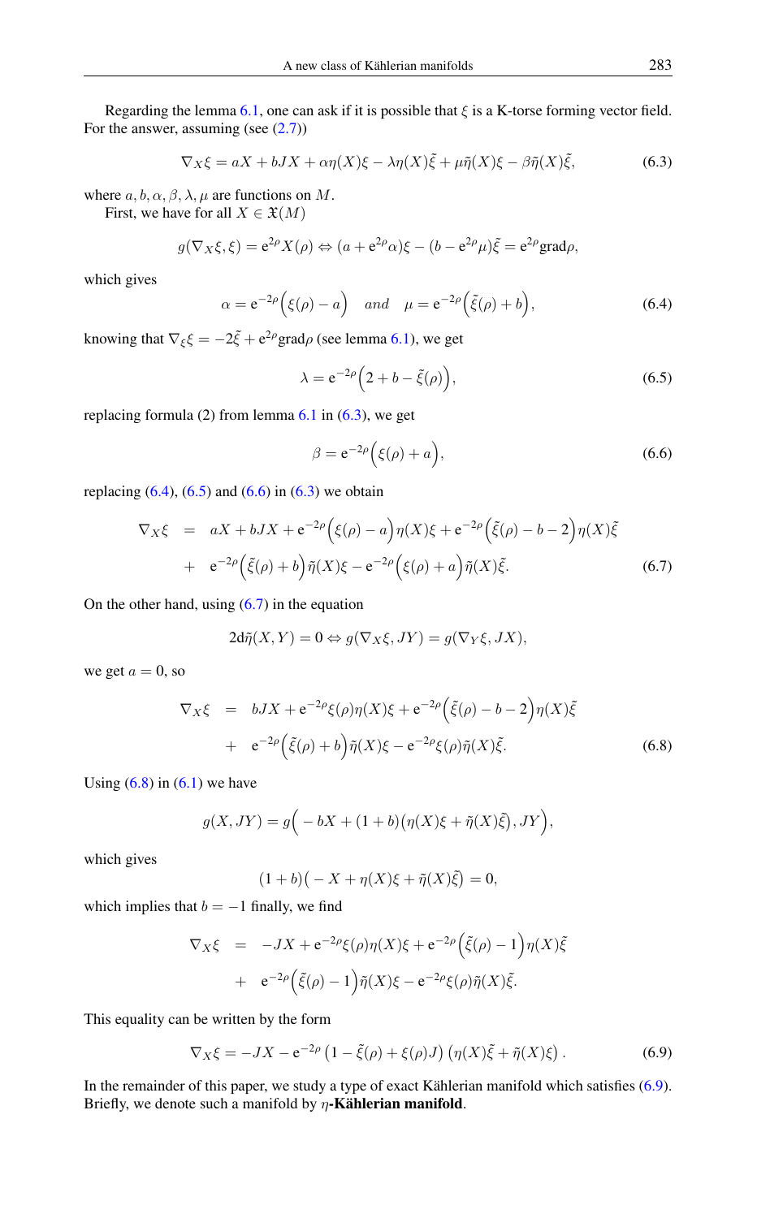Regarding the lemma 6.1, one can ask if it is possible that $\xi$ is a K-torse forming vector field. For the answer, assuming (see (2.7))

$$\nabla_X \xi = aX + bJX + \alpha\eta(X)\xi - \lambda\eta(X)\tilde{\xi} + \mu\tilde{\eta}(X)\xi - \beta\tilde{\eta}(X)\tilde{\xi}, \tag{6.3}$$

where $a, b, \alpha, \beta, \lambda, \mu$ are functions on $M$.

First, we have for all $X \in \mathfrak{X}(M)$

$$g(\nabla_X \xi, \xi) = \mathrm{e}^{2\rho} X(\rho) \Leftrightarrow (a + \mathrm{e}^{2\rho}\alpha)\xi - (b - \mathrm{e}^{2\rho}\mu)\tilde{\xi} = \mathrm{e}^{2\rho}\mathrm{grad}\rho,$$

which gives

$$\alpha = \mathrm{e}^{-2\rho}\Big(\xi(\rho) - a\Big) \quad and \quad \mu = \mathrm{e}^{-2\rho}\Big(\tilde{\xi}(\rho) + b\Big), \tag{6.4}$$

knowing that $\nabla_\xi \xi = -2\tilde{\xi} + \mathrm{e}^{2\rho}\mathrm{grad}\rho$ (see lemma 6.1), we get

$$\lambda = \mathrm{e}^{-2\rho}\Big(2 + b - \tilde{\xi}(\rho)\Big), \tag{6.5}$$

replacing formula (2) from lemma 6.1 in (6.3), we get

$$\beta = \mathrm{e}^{-2\rho}\Big(\xi(\rho) + a\Big), \tag{6.6}$$

replacing (6.4), (6.5) and (6.6) in (6.3) we obtain

$$\begin{aligned}
\nabla_X \xi \quad &= \quad aX + bJX + \mathrm{e}^{-2\rho}\Big(\xi(\rho) - a\Big)\eta(X)\xi + \mathrm{e}^{-2\rho}\Big(\tilde{\xi}(\rho) - b - 2\Big)\eta(X)\tilde{\xi} \\
&+ \quad \mathrm{e}^{-2\rho}\Big(\tilde{\xi}(\rho) + b\Big)\tilde{\eta}(X)\xi - \mathrm{e}^{-2\rho}\Big(\xi(\rho) + a\Big)\tilde{\eta}(X)\tilde{\xi}.
\end{aligned} \tag{6.7}$$

On the other hand, using (6.7) in the equation

$$2\mathrm{d}\tilde{\eta}(X, Y) = 0 \Leftrightarrow g(\nabla_X \xi, JY) = g(\nabla_Y \xi, JX),$$

we get $a = 0$, so

$$\begin{aligned}
\nabla_X \xi \quad &= \quad bJX + \mathrm{e}^{-2\rho}\xi(\rho)\eta(X)\xi + \mathrm{e}^{-2\rho}\Big(\tilde{\xi}(\rho) - b - 2\Big)\eta(X)\tilde{\xi} \\
&+ \quad \mathrm{e}^{-2\rho}\Big(\tilde{\xi}(\rho) + b\Big)\tilde{\eta}(X)\xi - \mathrm{e}^{-2\rho}\xi(\rho)\tilde{\eta}(X)\tilde{\xi}.
\end{aligned} \tag{6.8}$$

Using (6.8) in (6.1) we have

$$g(X, JY) = g\Big(-bX + (1+b)\big(\eta(X)\xi + \tilde{\eta}(X)\tilde{\xi}\big), JY\Big),$$

which gives

$$(1+b)\big(-X + \eta(X)\xi + \tilde{\eta}(X)\tilde{\xi}\big) = 0,$$

which implies that $b = -1$ finally, we find

$$\begin{aligned}
\nabla_X \xi \quad &= \quad -JX + \mathrm{e}^{-2\rho}\xi(\rho)\eta(X)\xi + \mathrm{e}^{-2\rho}\Big(\tilde{\xi}(\rho) - 1\Big)\eta(X)\tilde{\xi} \\
&+ \quad \mathrm{e}^{-2\rho}\Big(\tilde{\xi}(\rho) - 1\Big)\tilde{\eta}(X)\xi - \mathrm{e}^{-2\rho}\xi(\rho)\tilde{\eta}(X)\tilde{\xi}.
\end{aligned}$$

This equality can be written by the form

$$\nabla_X \xi = -JX - \mathrm{e}^{-2\rho}\left(1 - \tilde{\xi}(\rho) + \xi(\rho)J\right)\left(\eta(X)\tilde{\xi} + \tilde{\eta}(X)\xi\right). \tag{6.9}$$

In the remainder of this paper, we study a type of exact Kählerian manifold which satisfies (6.9). Briefly, we denote such a manifold by **$\eta$-Kählerian manifold**.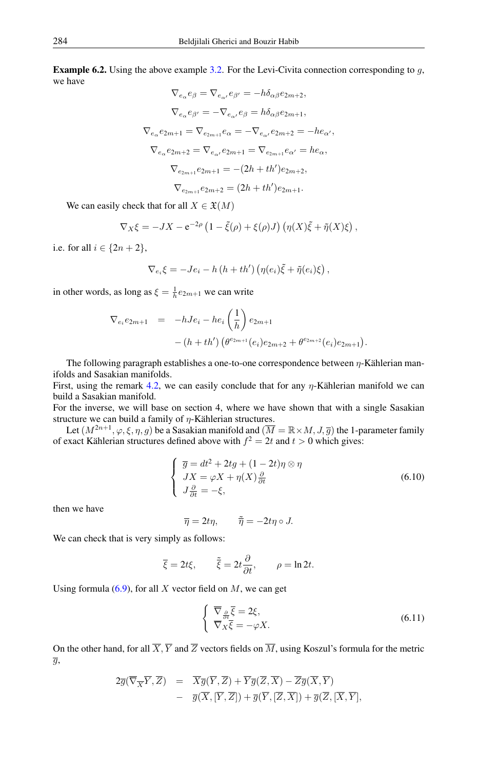**Example 6.2.** Using the above example 3.2. For the Levi-Civita connection corresponding to $g$, we have

$$\nabla_{e_\alpha} e_\beta = \nabla_{e_{\alpha'}} e_{\beta'} = -h\delta_{\alpha\beta} e_{2m+2},$$

$$\nabla_{e_\alpha} e_{\beta'} = -\nabla_{e_{\alpha'}} e_\beta = h\delta_{\alpha\beta} e_{2m+1},$$

$$\nabla_{e_\alpha} e_{2m+1} = \nabla_{e_{2m+1}} e_\alpha = -\nabla_{e_{\alpha'}} e_{2m+2} = -he_{\alpha'},$$

$$\nabla_{e_\alpha} e_{2m+2} = \nabla_{e_{\alpha'}} e_{2m+1} = \nabla_{e_{2m+1}} e_{\alpha'} = he_\alpha,$$

$$\nabla_{e_{2m+1}} e_{2m+1} = -(2h + th')e_{2m+2},$$

$$\nabla_{e_{2m+1}} e_{2m+2} = (2h + th')e_{2m+1}.$$

We can easily check that for all $X \in \mathfrak{X}(M)$

$$\nabla_X \xi = -JX - \mathrm{e}^{-2\rho}\left(1 - \tilde{\xi}(\rho) + \xi(\rho)J\right)\left(\eta(X)\tilde{\xi} + \tilde{\eta}(X)\xi\right),$$

i.e. for all $i \in \{2n+2\}$,

$$\nabla_{e_i} \xi = -Je_i - h\left(h + th'\right)\left(\eta(e_i)\tilde{\xi} + \tilde{\eta}(e_i)\xi\right),$$

in other words, as long as $\xi = \frac{1}{h} e_{2m+1}$ we can write

$$\begin{aligned}\nabla_{e_i} e_{2m+1} &= -hJe_i - he_i\left(\frac{1}{h}\right)e_{2m+1} \\ &\quad - \left(h + th'\right)\left(\theta^{e_{2m+1}}(e_i)e_{2m+2} + \theta^{e_{2m+2}}(e_i)e_{2m+1}\right).\end{aligned}$$

The following paragraph establishes a one-to-one correspondence between $\eta$-Kählerian manifolds and Sasakian manifolds.
First, using the remark 4.2, we can easily conclude that for any $\eta$-Kählerian manifold we can build a Sasakian manifold.
For the inverse, we will base on section 4, where we have shown that with a single Sasakian structure we can build a family of $\eta$-Kählerian structures.

Let $(M^{2n+1}, \varphi, \xi, \eta, g)$ be a Sasakian manifold and $(\overline{M} = \mathbb{R}\times M, J, \overline{g})$ the 1-parameter family of exact Kählerian structures defined above with $f^2 = 2t$ and $t > 0$ which gives:

$$\left\{\begin{array}{l} \overline{g} = dt^2 + 2tg + (1-2t)\eta\otimes\eta \\ JX = \varphi X + \eta(X)\frac{\partial}{\partial t} \\ J\frac{\partial}{\partial t} = -\xi, \end{array}\right. \tag{6.10}$$

then we have

$$\overline{\eta} = 2t\eta, \qquad \tilde{\overline{\eta}} = -2t\eta\circ J.$$

We can check that is very simply as follows:

$$\overline{\xi} = 2t\xi, \qquad \tilde{\overline{\xi}} = 2t\frac{\partial}{\partial t}, \qquad \rho = \ln 2t.$$

Using formula (6.9), for all $X$ vector field on $M$, we can get

$$\left\{\begin{array}{l} \overline{\nabla}_{\frac{\partial}{\partial t}}\overline{\xi} = 2\xi, \\ \overline{\nabla}_X\overline{\xi} = -\varphi X. \end{array}\right. \tag{6.11}$$

On the other hand, for all $\overline{X}, \overline{Y}$ and $\overline{Z}$ vectors fields on $\overline{M}$, using Koszul's formula for the metric $\overline{g}$,

$$\begin{aligned}2\overline{g}(\overline{\nabla}_{\overline{X}}\overline{Y}, \overline{Z}) &= \overline{X}\overline{g}(\overline{Y}, \overline{Z}) + \overline{Y}\overline{g}(\overline{Z}, \overline{X}) - \overline{Z}\overline{g}(\overline{X}, \overline{Y}) \\ &\quad - \overline{g}(\overline{X}, [\overline{Y}, \overline{Z}]) + \overline{g}(\overline{Y}, [\overline{Z}, \overline{X}]) + \overline{g}(\overline{Z}, [\overline{X}, \overline{Y}],\end{aligned}$$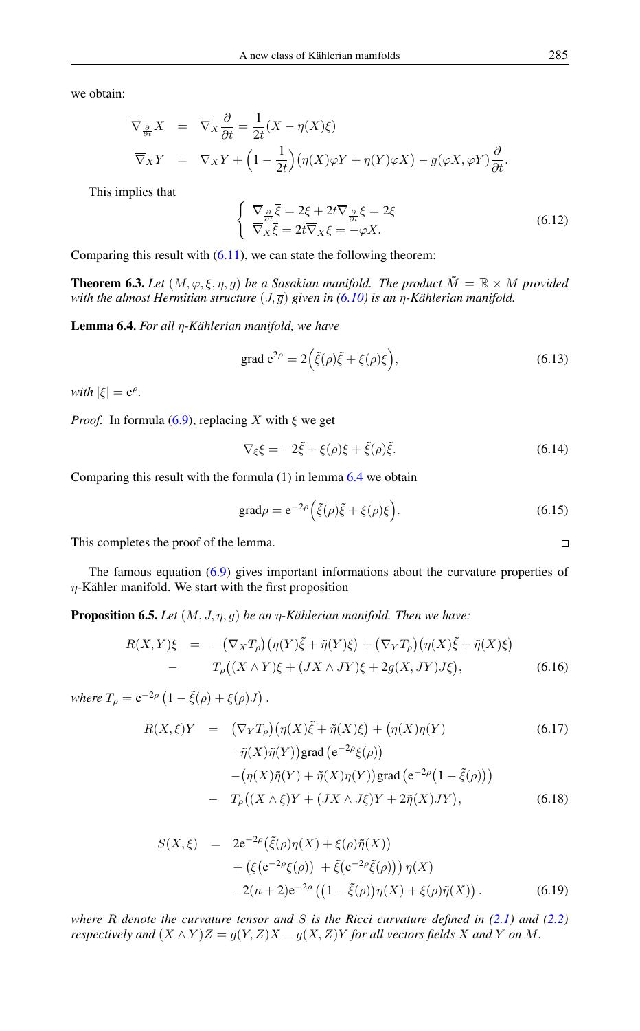we obtain:

$$
\begin{aligned}
\overline{\nabla}_{\frac{\partial}{\partial t}} X &= \overline{\nabla}_X \frac{\partial}{\partial t} = \frac{1}{2t}(X - \eta(X)\xi) \\
\overline{\nabla}_X Y &= \nabla_X Y + \Big(1 - \frac{1}{2t}\Big)\big(\eta(X)\varphi Y + \eta(Y)\varphi X\big) - g(\varphi X, \varphi Y)\frac{\partial}{\partial t}.
\end{aligned}
$$

This implies that

$$
\left\{
\begin{array}{l}
\nabla_{\frac{\partial}{\partial t}} \overline{\xi} = 2\xi + 2t \overline{\nabla}_{\frac{\partial}{\partial t}} \xi = 2\xi \\
\overline{\nabla}_X \overline{\xi} = 2t \overline{\nabla}_X \xi = -\varphi X.
\end{array}
\right.
\tag{6.12}
$$

Comparing this result with (6.11), we can state the following theorem:

**Theorem 6.3.** *Let $(M, \varphi, \xi, \eta, g)$ be a Sasakian manifold. The product $\tilde{M} = \mathbb{R} \times M$ provided with the almost Hermitian structure $(J, \overline{g})$ given in (6.10) is an $\eta$-Kählerian manifold.*

**Lemma 6.4.** *For all $\eta$-Kählerian manifold, we have*

$$
\operatorname{grad} \mathrm{e}^{2\rho} = 2\Big(\tilde{\xi}(\rho)\tilde{\xi} + \xi(\rho)\xi\Big),
\tag{6.13}
$$

*with $|\xi| = \mathrm{e}^{\rho}$.*

*Proof.* In formula (6.9), replacing $X$ with $\xi$ we get

$$
\nabla_\xi \xi = -2\tilde{\xi} + \xi(\rho)\xi + \tilde{\xi}(\rho)\tilde{\xi}.
\tag{6.14}
$$

Comparing this result with the formula (1) in lemma 6.4 we obtain

$$
\operatorname{grad}\rho = \mathrm{e}^{-2\rho}\Big(\tilde{\xi}(\rho)\tilde{\xi} + \xi(\rho)\xi\Big).
\tag{6.15}
$$

This completes the proof of the lemma. ∎

The famous equation (6.9) gives important informations about the curvature properties of $\eta$-Kähler manifold. We start with the first proposition

**Proposition 6.5.** *Let $(M, J, \eta, g)$ be an $\eta$-Kählerian manifold. Then we have:*

$$
\begin{aligned}
R(X,Y)\xi &= -\big(\nabla_X T_\rho\big)\big(\eta(Y)\tilde{\xi} + \tilde{\eta}(Y)\xi\big) + \big(\nabla_Y T_\rho\big)\big(\eta(X)\tilde{\xi} + \tilde{\eta}(X)\xi\big) \\
&- \quad T_\rho\big((X \wedge Y)\xi + (JX \wedge JY)\xi + 2g(X, JY)J\xi\big),
\end{aligned}
\tag{6.16}
$$

*where $T_\rho = \mathrm{e}^{-2\rho}\left(1 - \tilde{\xi}(\rho) + \xi(\rho)J\right)$.*

$$
\begin{aligned}
R(X,\xi)Y &= \big(\nabla_Y T_\rho\big)\big(\eta(X)\tilde{\xi} + \tilde{\eta}(X)\xi\big) + \big(\eta(X)\eta(Y) \qquad (6.17)\\
&\quad -\tilde{\eta}(X)\tilde{\eta}(Y)\big)\operatorname{grad}\left(\mathrm{e}^{-2\rho}\xi(\rho)\right) \\
&\quad -\big(\eta(X)\tilde{\eta}(Y) + \tilde{\eta}(X)\eta(Y)\big)\operatorname{grad}\left(\mathrm{e}^{-2\rho}\big(1 - \tilde{\xi}(\rho)\big)\right) \\
&- \quad T_\rho\big((X \wedge \xi)Y + (JX \wedge J\xi)Y + 2\tilde{\eta}(X)JY\big),
\end{aligned}
\tag{6.18}
$$

$$
\begin{aligned}
S(X,\xi) &= 2\mathrm{e}^{-2\rho}\big(\tilde{\xi}(\rho)\eta(X) + \xi(\rho)\tilde{\eta}(X)\big) \\
&\quad + \left(\xi\big(\mathrm{e}^{-2\rho}\xi(\rho)\big) \; + \tilde{\xi}\big(\mathrm{e}^{-2\rho}\tilde{\xi}(\rho)\big)\right)\eta(X) \\
&\quad -2(n+2)\mathrm{e}^{-2\rho}\left(\big(1 - \tilde{\xi}(\rho)\big)\eta(X) + \xi(\rho)\tilde{\eta}(X)\right).
\end{aligned}
\tag{6.19}
$$

*where $R$ denote the curvature tensor and $S$ is the Ricci curvature defined in (2.1) and (2.2) respectively and $(X \wedge Y)Z = g(Y,Z)X - g(X,Z)Y$ for all vectors fields $X$ and $Y$ on $M$.*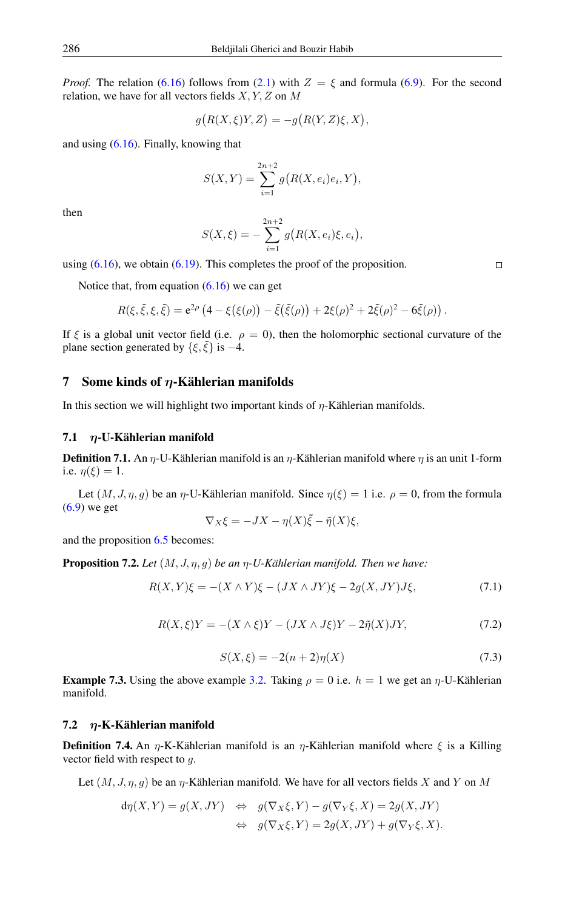*Proof.* The relation (6.16) follows from (2.1) with $Z = \xi$ and formula (6.9). For the second relation, we have for all vectors fields $X, Y, Z$ on $M$

$$g\big(R(X,\xi)Y, Z\big) = -g\big(R(Y,Z)\xi, X\big),$$

and using (6.16). Finally, knowing that

$$S(X,Y) = \sum_{i=1}^{2n+2} g\big(R(X,e_i)e_i, Y\big),$$

then

$$S(X,\xi) = -\sum_{i=1}^{2n+2} g\big(R(X,e_i)\xi, e_i\big),$$

using (6.16), we obtain (6.19). This completes the proof of the proposition. □

Notice that, from equation (6.16) we can get

$$R(\xi,\tilde{\xi},\xi,\tilde{\xi}) = \mathrm{e}^{2\rho}\left(4 - \xi(\xi(\rho)) - \tilde{\xi}(\tilde{\xi}(\rho)) + 2\xi(\rho)^2 + 2\tilde{\xi}(\rho)^2 - 6\tilde{\xi}(\rho)\right).$$

If $\xi$ is a global unit vector field (i.e. $\rho = 0$), then the holomorphic sectional curvature of the plane section generated by $\{\xi, \tilde{\xi}\}$ is $-4$.

## 7 Some kinds of $\eta$-Kählerian manifolds

In this section we will highlight two important kinds of $\eta$-Kählerian manifolds.

### 7.1 $\eta$-U-Kählerian manifold

**Definition 7.1.** An $\eta$-U-Kählerian manifold is an $\eta$-Kählerian manifold where $\eta$ is an unit 1-form i.e. $\eta(\xi) = 1$.

Let $(M, J, \eta, g)$ be an $\eta$-U-Kählerian manifold. Since $\eta(\xi) = 1$ i.e. $\rho = 0$, from the formula (6.9) we get

$$\nabla_X \xi = -JX - \eta(X)\tilde{\xi} - \tilde{\eta}(X)\xi,$$

and the proposition 6.5 becomes:

**Proposition 7.2.** *Let $(M, J, \eta, g)$ be an $\eta$-U-Kählerian manifold. Then we have:*

$$R(X,Y)\xi = -(X \wedge Y)\xi - (JX \wedge JY)\xi - 2g(X, JY)J\xi, \tag{7.1}$$

$$R(X,\xi)Y = -(X \wedge \xi)Y - (JX \wedge J\xi)Y - 2\tilde{\eta}(X)JY, \tag{7.2}$$

$$S(X,\xi) = -2(n+2)\eta(X) \tag{7.3}$$

**Example 7.3.** Using the above example 3.2. Taking $\rho = 0$ i.e. $h = 1$ we get an $\eta$-U-Kählerian manifold.

### 7.2 $\eta$-K-Kählerian manifold

**Definition 7.4.** An $\eta$-K-Kählerian manifold is an $\eta$-Kählerian manifold where $\xi$ is a Killing vector field with respect to $g$.

Let $(M, J, \eta, g)$ be an $\eta$-Kählerian manifold. We have for all vectors fields $X$ and $Y$ on $M$

$$\begin{aligned} \mathrm{d}\eta(X,Y) = g(X, JY) \quad &\Leftrightarrow \quad g(\nabla_X \xi, Y) - g(\nabla_Y \xi, X) = 2g(X, JY) \\ &\Leftrightarrow \quad g(\nabla_X \xi, Y) = 2g(X, JY) + g(\nabla_Y \xi, X). \end{aligned}$$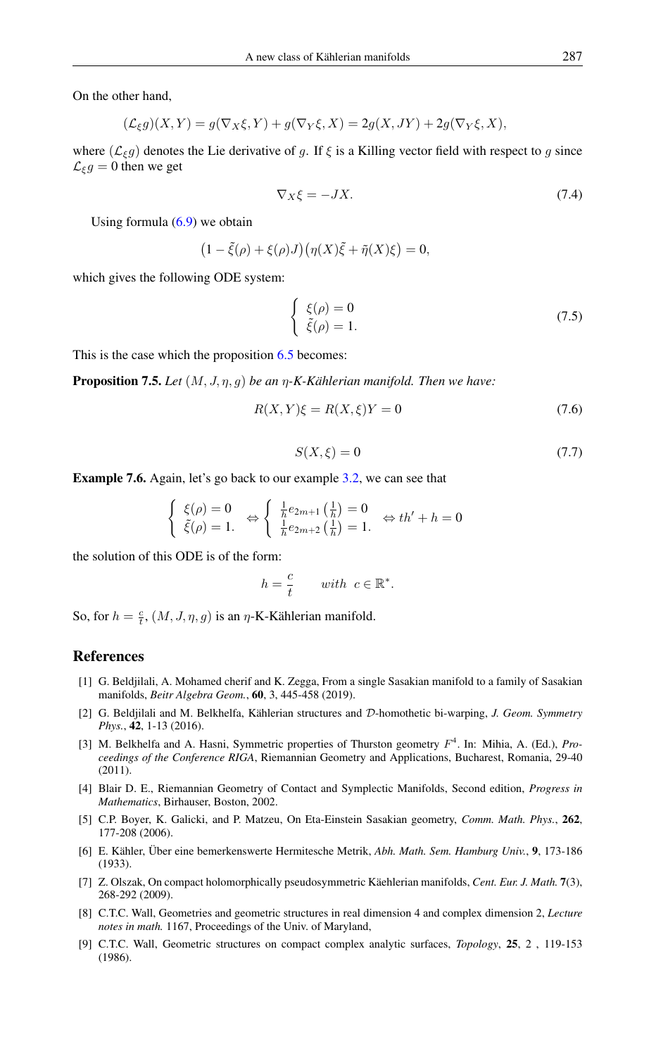On the other hand,

$$
(\mathcal{L}_\xi g)(X,Y) = g(\nabla_X \xi, Y) + g(\nabla_Y \xi, X) = 2g(X, JY) + 2g(\nabla_Y \xi, X),
$$

where $(\mathcal{L}_\xi g)$ denotes the Lie derivative of $g$. If $\xi$ is a Killing vector field with respect to $g$ since $\mathcal{L}_\xi g = 0$ then we get

$$
\nabla_X \xi = -JX. \tag{7.4}
$$

Using formula (6.9) we obtain

$$
\big(1 - \tilde{\xi}(\rho) + \xi(\rho) J\big)\big(\eta(X)\tilde{\xi} + \tilde{\eta}(X)\xi\big) = 0,
$$

which gives the following ODE system:

$$
\begin{cases} \xi(\rho) = 0 \\ \tilde{\xi}(\rho) = 1. \end{cases} \tag{7.5}
$$

This is the case which the proposition 6.5 becomes:

**Proposition 7.5.** *Let $(M, J, \eta, g)$ be an $\eta$-K-Kählerian manifold. Then we have:*

$$
R(X,Y)\xi = R(X,\xi)Y = 0 \tag{7.6}
$$

$$
S(X,\xi) = 0 \tag{7.7}
$$

**Example 7.6.** Again, let's go back to our example 3.2, we can see that

$$
\begin{cases} \xi(\rho) = 0 \\ \tilde{\xi}(\rho) = 1. \end{cases} \Leftrightarrow \begin{cases} \frac{1}{h} e_{2m+1}\left(\frac{1}{h}\right) = 0 \\ \frac{1}{h} e_{2m+2}\left(\frac{1}{h}\right) = 1. \end{cases} \Leftrightarrow th' + h = 0
$$

the solution of this ODE is of the form:

$$
h = \frac{c}{t} \qquad with \;\; c \in \mathbb{R}^*.
$$

So, for $h = \frac{c}{t}$, $(M, J, \eta, g)$ is an $\eta$-K-Kählerian manifold.

## References

[1] G. Beldjilali, A. Mohamed cherif and K. Zegga, From a single Sasakian manifold to a family of Sasakian manifolds, *Beitr Algebra Geom.*, **60**, 3, 445-458 (2019).

[2] G. Beldjilali and M. Belkhelfa, Kählerian structures and $\mathcal{D}$-homothetic bi-warping, *J. Geom. Symmetry Phys.*, **42**, 1-13 (2016).

[3] M. Belkhelfa and A. Hasni, Symmetric properties of Thurston geometry $F^4$. In: Mihia, A. (Ed.), *Proceedings of the Conference RIGA*, Riemannian Geometry and Applications, Bucharest, Romania, 29-40 (2011).

[4] Blair D. E., Riemannian Geometry of Contact and Symplectic Manifolds, Second edition, *Progress in Mathematics*, Birhauser, Boston, 2002.

[5] C.P. Boyer, K. Galicki, and P. Matzeu, On Eta-Einstein Sasakian geometry, *Comm. Math. Phys.*, **262**, 177-208 (2006).

[6] E. Kähler, Über eine bemerkenswerte Hermitesche Metrik, *Abh. Math. Sem. Hamburg Univ.*, **9**, 173-186 (1933).

[7] Z. Olszak, On compact holomorphically pseudosymmetric Käehlerian manifolds, *Cent. Eur. J. Math.* **7**(3), 268-292 (2009).

[8] C.T.C. Wall, Geometries and geometric structures in real dimension 4 and complex dimension 2, *Lecture notes in math.* 1167, Proceedings of the Univ. of Maryland,

[9] C.T.C. Wall, Geometric structures on compact complex analytic surfaces, *Topology*, **25**, 2 , 119-153 (1986).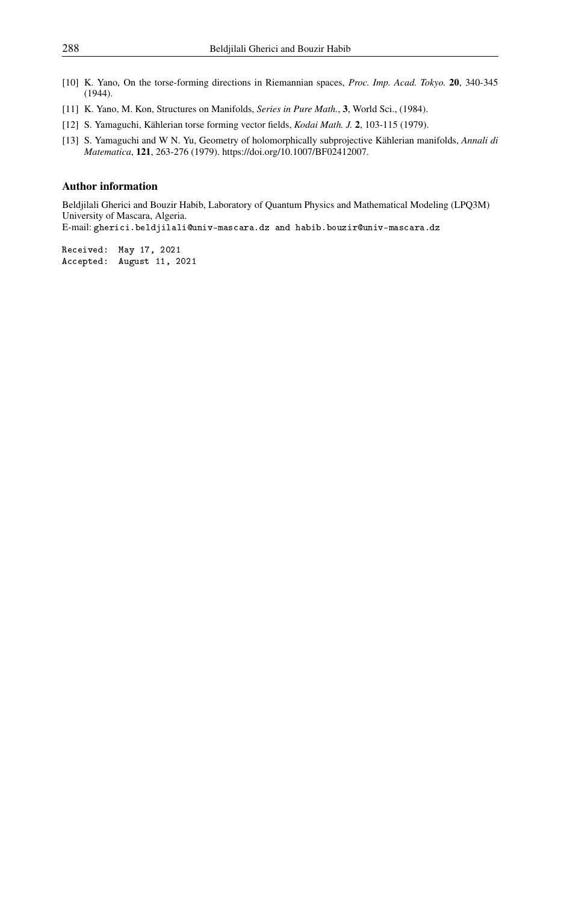[10] K. Yano, On the torse-forming directions in Riemannian spaces, *Proc. Imp. Acad. Tokyo.* **20**, 340-345 (1944).

[11] K. Yano, M. Kon, Structures on Manifolds, *Series in Pure Math.*, **3**, World Sci., (1984).

[12] S. Yamaguchi, Kählerian torse forming vector fields, *Kodai Math. J.* **2**, 103-115 (1979).

[13] S. Yamaguchi and W N. Yu, Geometry of holomorphically subprojective Kählerian manifolds, *Annali di Matematica*, **121**, 263-276 (1979). https://doi.org/10.1007/BF02412007.

### Author information

Beldjilali Gherici and Bouzir Habib, Laboratory of Quantum Physics and Mathematical Modeling (LPQ3M) University of Mascara, Algeria.
E-mail: ghercici.beldjilali@univ-mascara.dz and habib.bouzir@univ-mascara.dz

Received: May 17, 2021
Accepted: August 11, 2021